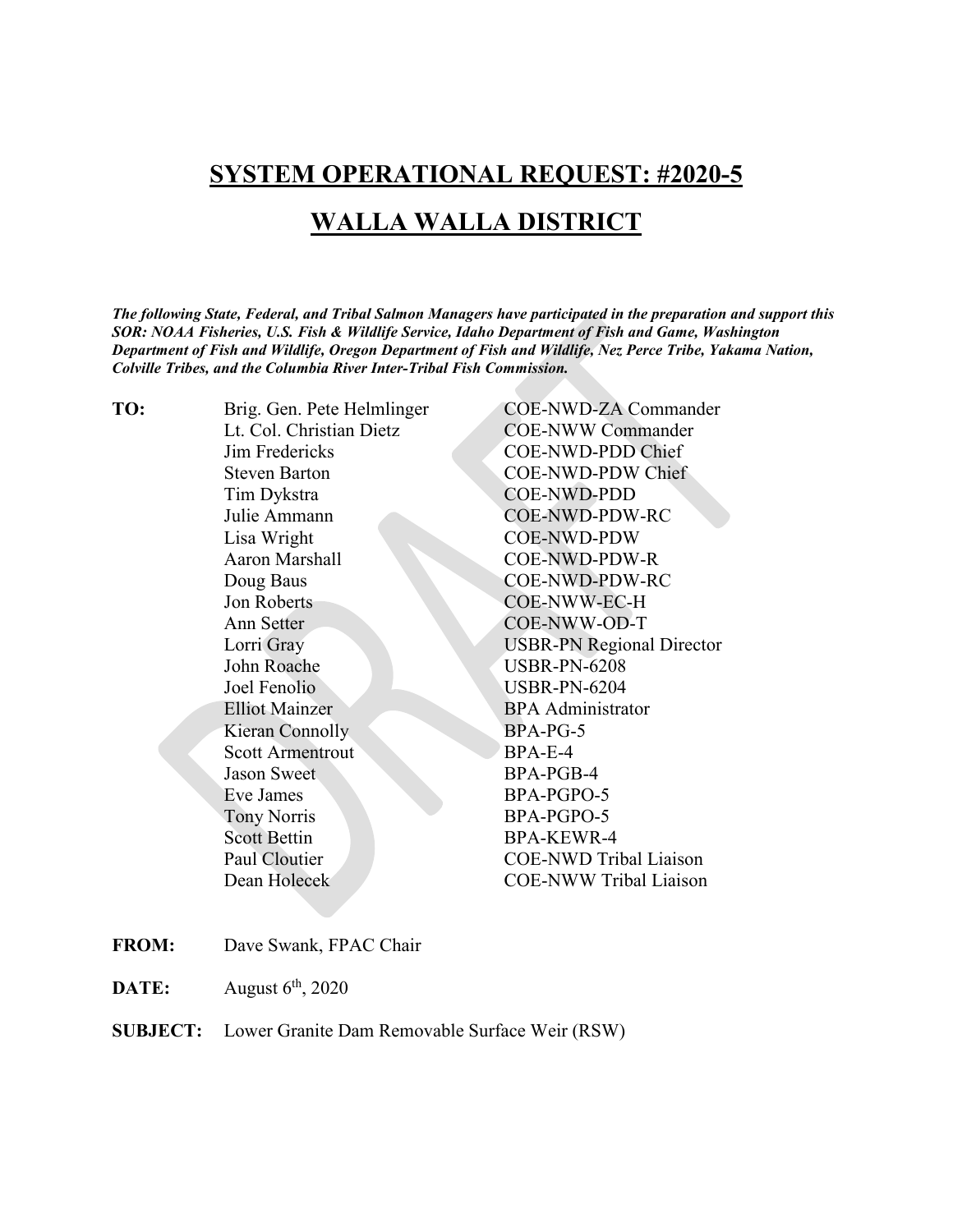# SYSTEM OPERATIONAL REQUEST: #2020-5

# WALLA WALLA DISTRICT

***The following State, Federal, and Tribal Salmon Managers have participated in the preparation and support this SOR: NOAA Fisheries, U.S. Fish & Wildlife Service, Idaho Department of Fish and Game, Washington Department of Fish and Wildlife, Oregon Department of Fish and Wildlife, Nez Perce Tribe, Yakama Nation, Colville Tribes, and the Columbia River Inter-Tribal Fish Commission.***

**TO:**

| Name | Title |
| --- | --- |
| Brig. Gen. Pete Helmlinger | COE-NWD-ZA Commander |
| Lt. Col. Christian Dietz | COE-NWW Commander |
| Jim Fredericks | COE-NWD-PDD Chief |
| Steven Barton | COE-NWD-PDW Chief |
| Tim Dykstra | COE-NWD-PDD |
| Julie Ammann | COE-NWD-PDW-RC |
| Lisa Wright | COE-NWD-PDW |
| Aaron Marshall | COE-NWD-PDW-R |
| Doug Baus | COE-NWD-PDW-RC |
| Jon Roberts | COE-NWW-EC-H |
| Ann Setter | COE-NWW-OD-T |
| Lorri Gray | USBR-PN Regional Director |
| John Roache | USBR-PN-6208 |
| Joel Fenolio | USBR-PN-6204 |
| Elliot Mainzer | BPA Administrator |
| Kieran Connolly | BPA-PG-5 |
| Scott Armentrout | BPA-E-4 |
| Jason Sweet | BPA-PGB-4 |
| Eve James | BPA-PGPO-5 |
| Tony Norris | BPA-PGPO-5 |
| Scott Bettin | BPA-KEWR-4 |
| Paul Cloutier | COE-NWD Tribal Liaison |
| Dean Holecek | COE-NWW Tribal Liaison |

**FROM:** Dave Swank, FPAC Chair

**DATE:** August 6th, 2020

**SUBJECT:** Lower Granite Dam Removable Surface Weir (RSW)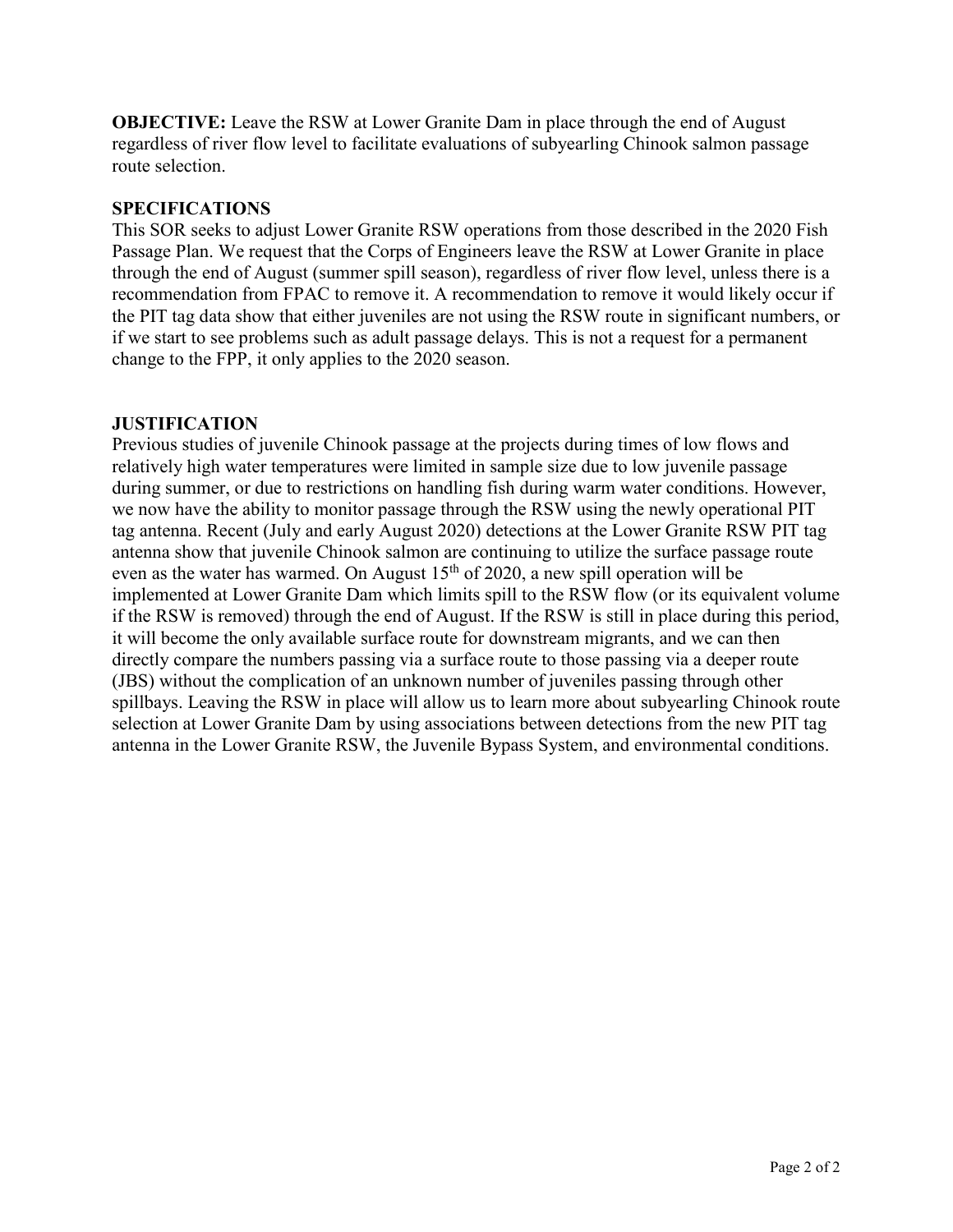**OBJECTIVE:** Leave the RSW at Lower Granite Dam in place through the end of August regardless of river flow level to facilitate evaluations of subyearling Chinook salmon passage route selection.

**SPECIFICATIONS**

This SOR seeks to adjust Lower Granite RSW operations from those described in the 2020 Fish Passage Plan. We request that the Corps of Engineers leave the RSW at Lower Granite in place through the end of August (summer spill season), regardless of river flow level, unless there is a recommendation from FPAC to remove it. A recommendation to remove it would likely occur if the PIT tag data show that either juveniles are not using the RSW route in significant numbers, or if we start to see problems such as adult passage delays. This is not a request for a permanent change to the FPP, it only applies to the 2020 season.

**JUSTIFICATION**

Previous studies of juvenile Chinook passage at the projects during times of low flows and relatively high water temperatures were limited in sample size due to low juvenile passage during summer, or due to restrictions on handling fish during warm water conditions. However, we now have the ability to monitor passage through the RSW using the newly operational PIT tag antenna. Recent (July and early August 2020) detections at the Lower Granite RSW PIT tag antenna show that juvenile Chinook salmon are continuing to utilize the surface passage route even as the water has warmed. On August 15th of 2020, a new spill operation will be implemented at Lower Granite Dam which limits spill to the RSW flow (or its equivalent volume if the RSW is removed) through the end of August. If the RSW is still in place during this period, it will become the only available surface route for downstream migrants, and we can then directly compare the numbers passing via a surface route to those passing via a deeper route (JBS) without the complication of an unknown number of juveniles passing through other spillbays. Leaving the RSW in place will allow us to learn more about subyearling Chinook route selection at Lower Granite Dam by using associations between detections from the new PIT tag antenna in the Lower Granite RSW, the Juvenile Bypass System, and environmental conditions.